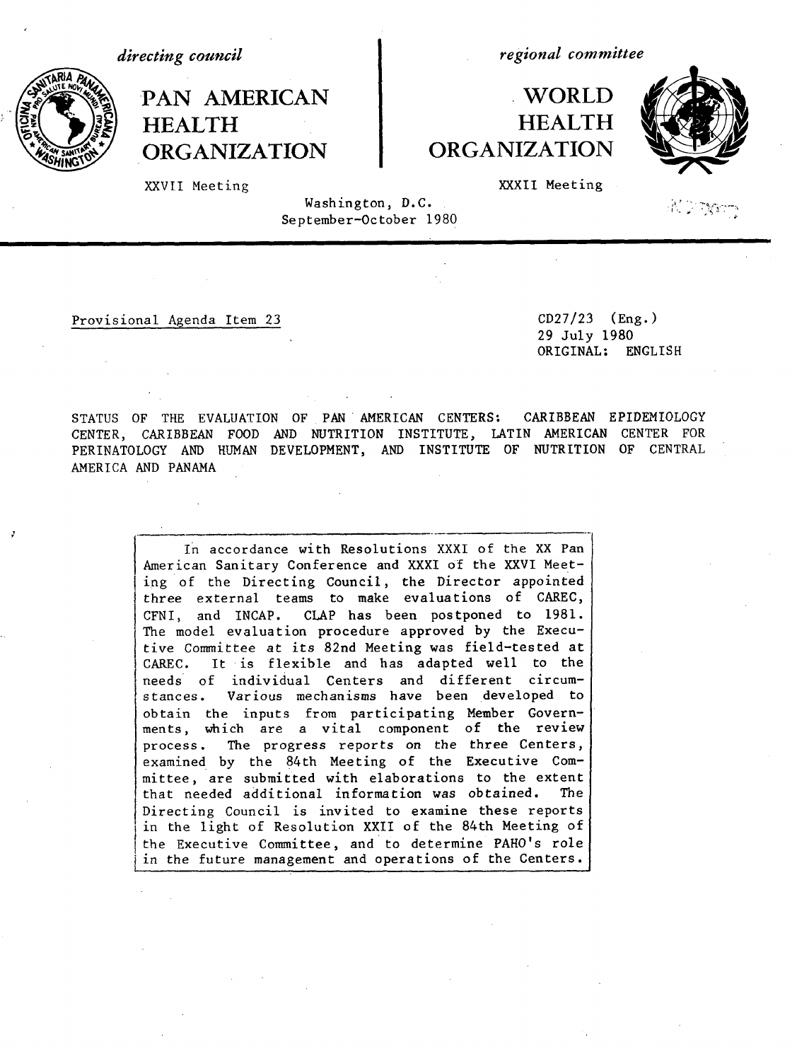*directing council*

# PAN AMERICAN HEALTH ORGANIZATION

XXVII Meeting

*regional committee*

# WORLD HEALTH ORGANIZATION

XXXII Meeting

Washington, D.C.
September-October 1980

Provisional Agenda Item 23

CD27/23 (Eng.)
29 July 1980
ORIGINAL: ENGLISH

STATUS OF THE EVALUATION OF PAN AMERICAN CENTERS: CARIBBEAN EPIDEMIOLOGY CENTER, CARIBBEAN FOOD AND NUTRITION INSTITUTE, LATIN AMERICAN CENTER FOR PERINATOLOGY AND HUMAN DEVELOPMENT, AND INSTITUTE OF NUTRITION OF CENTRAL AMERICA AND PANAMA

In accordance with Resolutions XXXI of the XX Pan American Sanitary Conference and XXXI of the XXVI Meeting of the Directing Council, the Director appointed three external teams to make evaluations of CAREC, CFNI, and INCAP. CLAP has been postponed to 1981. The model evaluation procedure approved by the Executive Committee at its 82nd Meeting was field-tested at CAREC. It is flexible and has adapted well to the needs of individual Centers and different circumstances. Various mechanisms have been developed to obtain the inputs from participating Member Governments, which are a vital component of the review process. The progress reports on the three Centers, examined by the 84th Meeting of the Executive Committee, are submitted with elaborations to the extent that needed additional information was obtained. The Directing Council is invited to examine these reports in the light of Resolution XXII of the 84th Meeting of the Executive Committee, and to determine PAHO's role in the future management and operations of the Centers.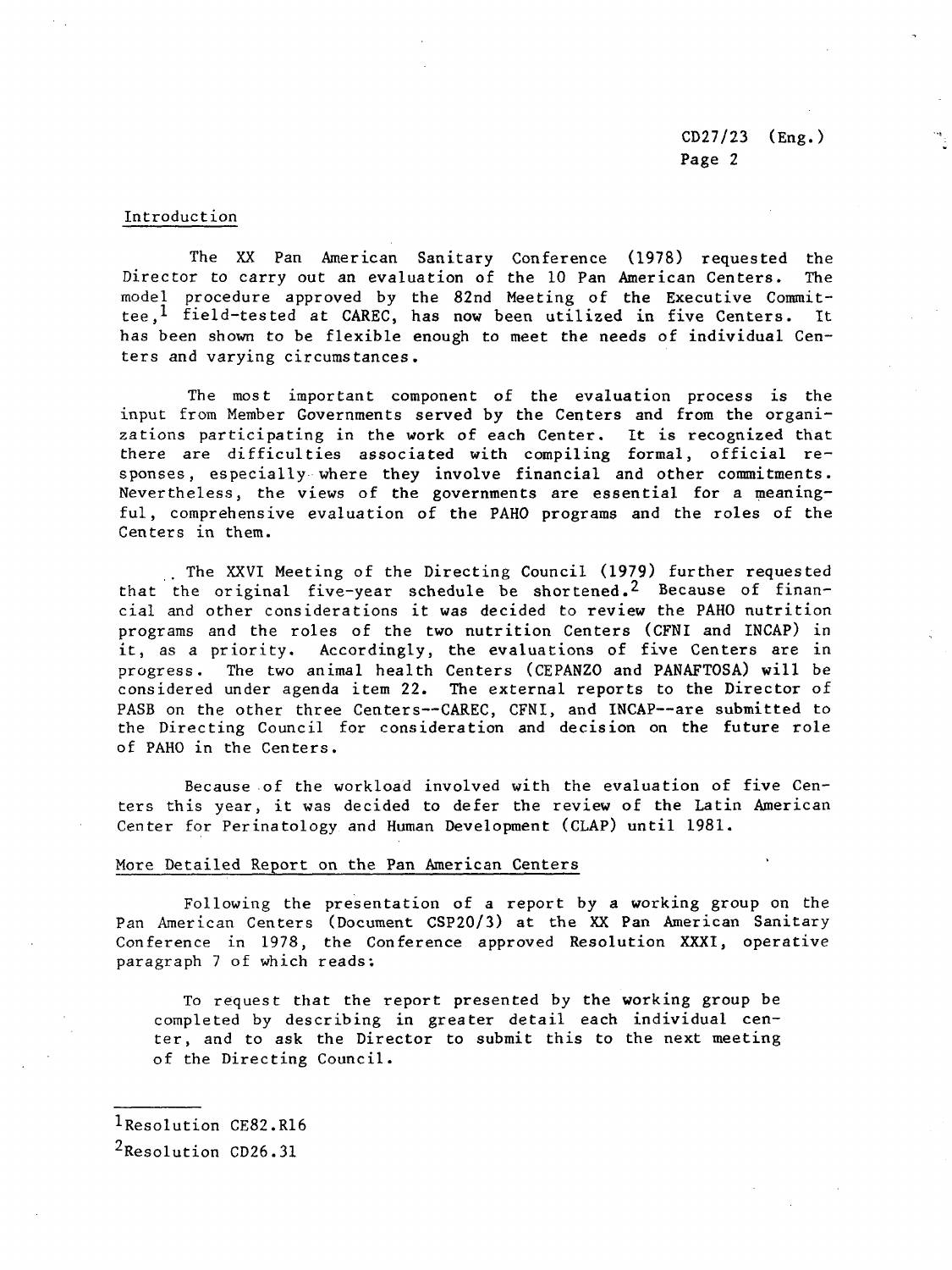## Introduction

The XX Pan American Sanitary Conference (1978) requested the Director to carry out an evaluation of the 10 Pan American Centers. The model procedure approved by the 82nd Meeting of the Executive Committee,[1] field-tested at CAREC, has now been utilized in five Centers. It has been shown to be flexible enough to meet the needs of individual Centers and varying circumstances.

The most important component of the evaluation process is the input from Member Governments served by the Centers and from the organizations participating in the work of each Center. It is recognized that there are difficulties associated with compiling formal, official responses, especially where they involve financial and other commitments. Nevertheless, the views of the governments are essential for a meaningful, comprehensive evaluation of the PAHO programs and the roles of the Centers in them.

The XXVI Meeting of the Directing Council (1979) further requested that the original five-year schedule be shortened.[2] Because of financial and other considerations it was decided to review the PAHO nutrition programs and the roles of the two nutrition Centers (CFNI and INCAP) in it, as a priority. Accordingly, the evaluations of five Centers are in progress. The two animal health Centers (CEPANZO and PANAFTOSA) will be considered under agenda item 22. The external reports to the Director of PASB on the other three Centers--CAREC, CFNI, and INCAP--are submitted to the Directing Council for consideration and decision on the future role of PAHO in the Centers.

Because of the workload involved with the evaluation of five Centers this year, it was decided to defer the review of the Latin American Center for Perinatology and Human Development (CLAP) until 1981.

## More Detailed Report on the Pan American Centers

Following the presentation of a report by a working group on the Pan American Centers (Document CSP20/3) at the XX Pan American Sanitary Conference in 1978, the Conference approved Resolution XXXI, operative paragraph 7 of which reads:

> To request that the report presented by the working group be completed by describing in greater detail each individual center, and to ask the Director to submit this to the next meeting of the Directing Council.

---

[1] Resolution CE82.R16

[2] Resolution CD26.31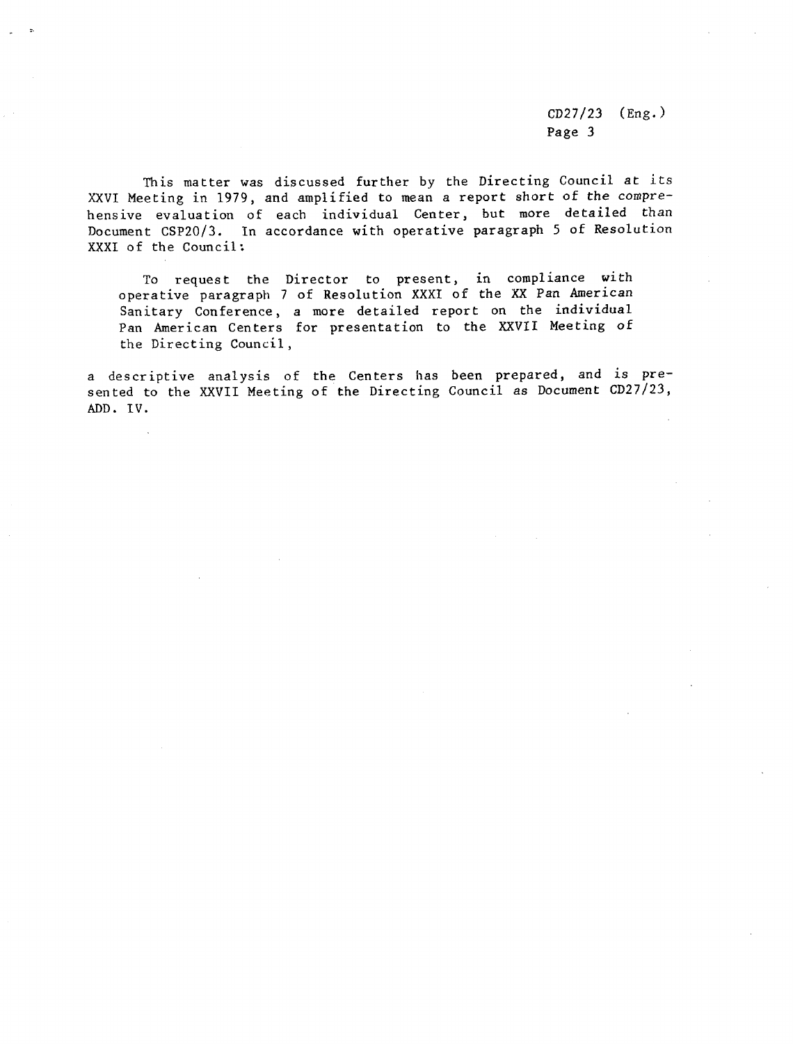This matter was discussed further by the Directing Council at its XXVI Meeting in 1979, and amplified to mean a report short of the comprehensive evaluation of each individual Center, but more detailed than Document CSP20/3. In accordance with operative paragraph 5 of Resolution XXXI of the Council:

> To request the Director to present, in compliance with operative paragraph 7 of Resolution XXXI of the XX Pan American Sanitary Conference, a more detailed report on the individual Pan American Centers for presentation to the XXVII Meeting of the Directing Council,

a descriptive analysis of the Centers has been prepared, and is presented to the XXVII Meeting of the Directing Council as Document CD27/23, ADD. IV.